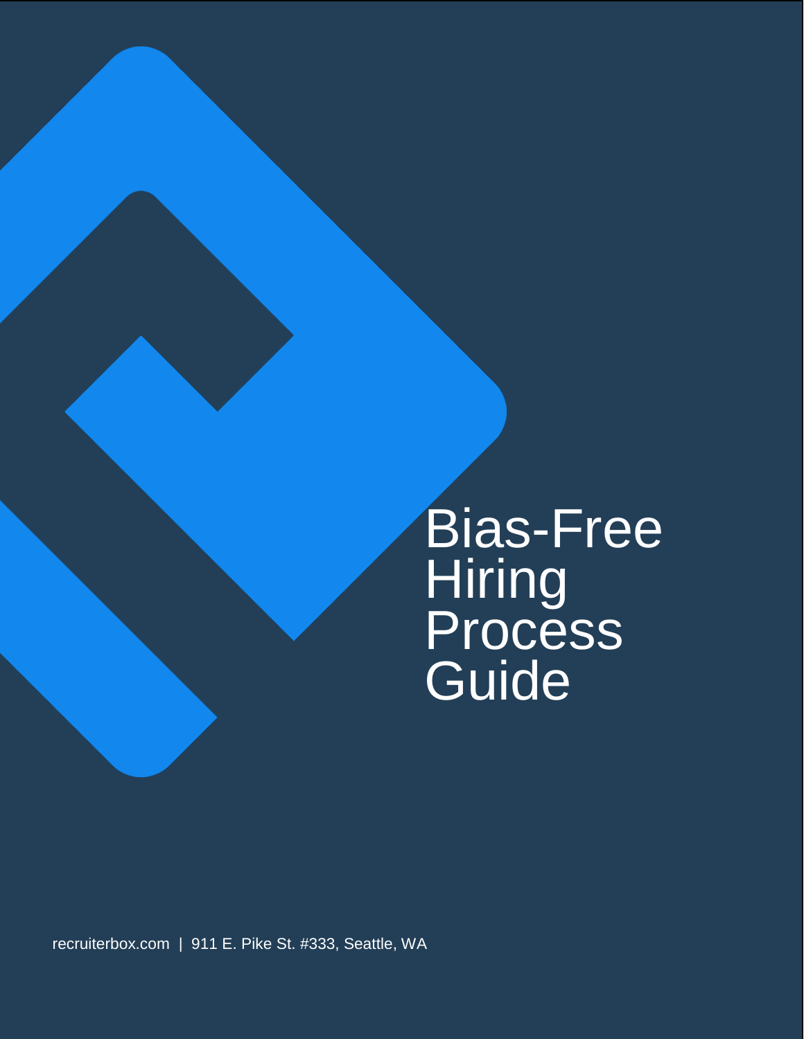# Bias-Free Hiring Process Guide

recruiterbox.com | 911 E. Pike St. #333, Seattle, WA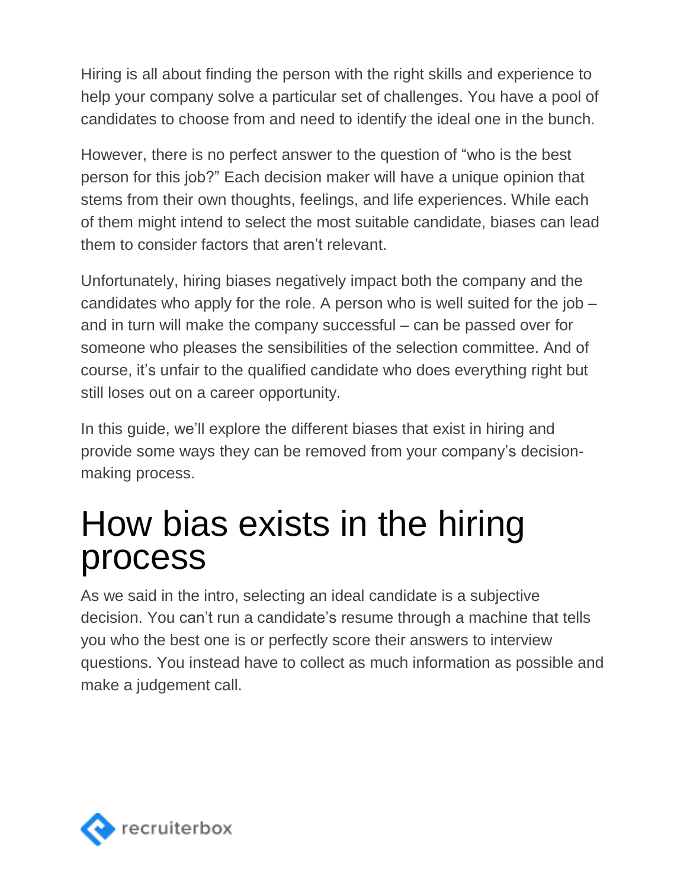Hiring is all about finding the person with the right skills and experience to help your company solve a particular set of challenges. You have a pool of candidates to choose from and need to identify the ideal one in the bunch.

However, there is no perfect answer to the question of "who is the best person for this job?" Each decision maker will have a unique opinion that stems from their own thoughts, feelings, and life experiences. While each of them might intend to select the most suitable candidate, biases can lead them to consider factors that aren't relevant.

Unfortunately, hiring biases negatively impact both the company and the candidates who apply for the role. A person who is well suited for the job – and in turn will make the company successful – can be passed over for someone who pleases the sensibilities of the selection committee. And of course, it's unfair to the qualified candidate who does everything right but still loses out on a career opportunity.

In this guide, we'll explore the different biases that exist in hiring and provide some ways they can be removed from your company's decision-making process.

# How bias exists in the hiring process

As we said in the intro, selecting an ideal candidate is a subjective decision. You can't run a candidate's resume through a machine that tells you who the best one is or perfectly score their answers to interview questions. You instead have to collect as much information as possible and make a judgement call.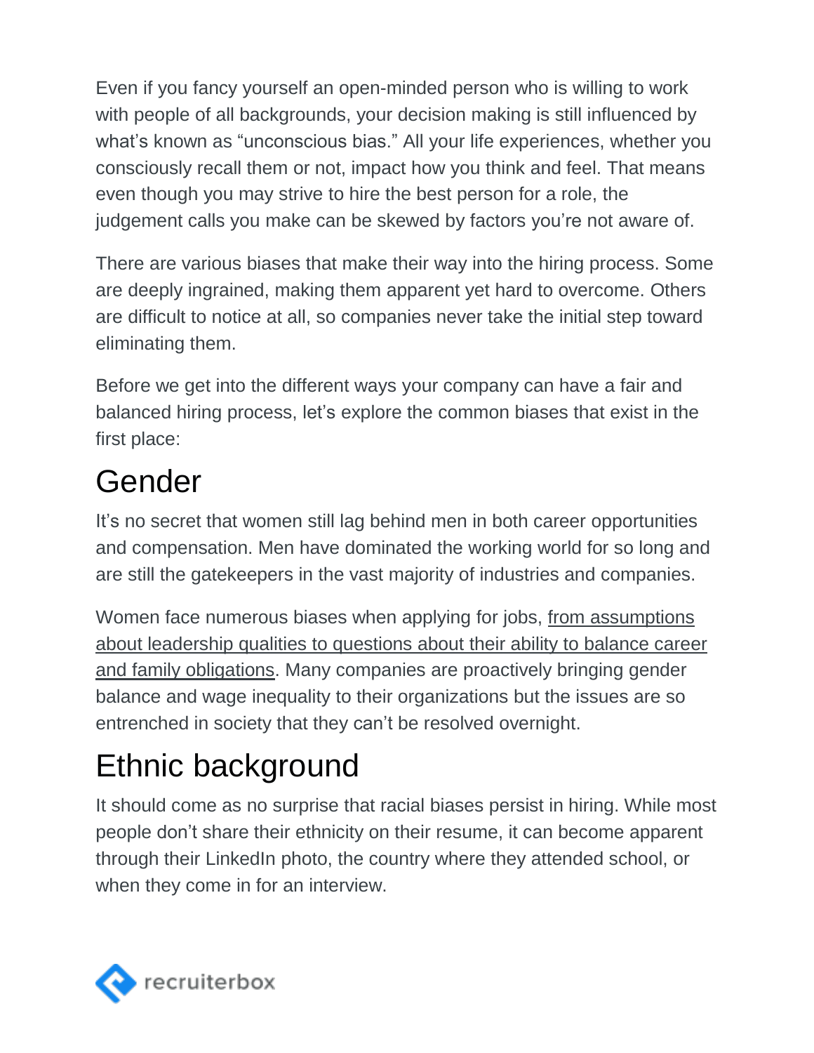Even if you fancy yourself an open-minded person who is willing to work with people of all backgrounds, your decision making is still influenced by what's known as "unconscious bias." All your life experiences, whether you consciously recall them or not, impact how you think and feel. That means even though you may strive to hire the best person for a role, the judgement calls you make can be skewed by factors you're not aware of.

There are various biases that make their way into the hiring process. Some are deeply ingrained, making them apparent yet hard to overcome. Others are difficult to notice at all, so companies never take the initial step toward eliminating them.

Before we get into the different ways your company can have a fair and balanced hiring process, let's explore the common biases that exist in the first place:

# Gender

It's no secret that women still lag behind men in both career opportunities and compensation. Men have dominated the working world for so long and are still the gatekeepers in the vast majority of industries and companies.

Women face numerous biases when applying for jobs, from assumptions about leadership qualities to questions about their ability to balance career and family obligations. Many companies are proactively bringing gender balance and wage inequality to their organizations but the issues are so entrenched in society that they can't be resolved overnight.

# Ethnic background

It should come as no surprise that racial biases persist in hiring. While most people don't share their ethnicity on their resume, it can become apparent through their LinkedIn photo, the country where they attended school, or when they come in for an interview.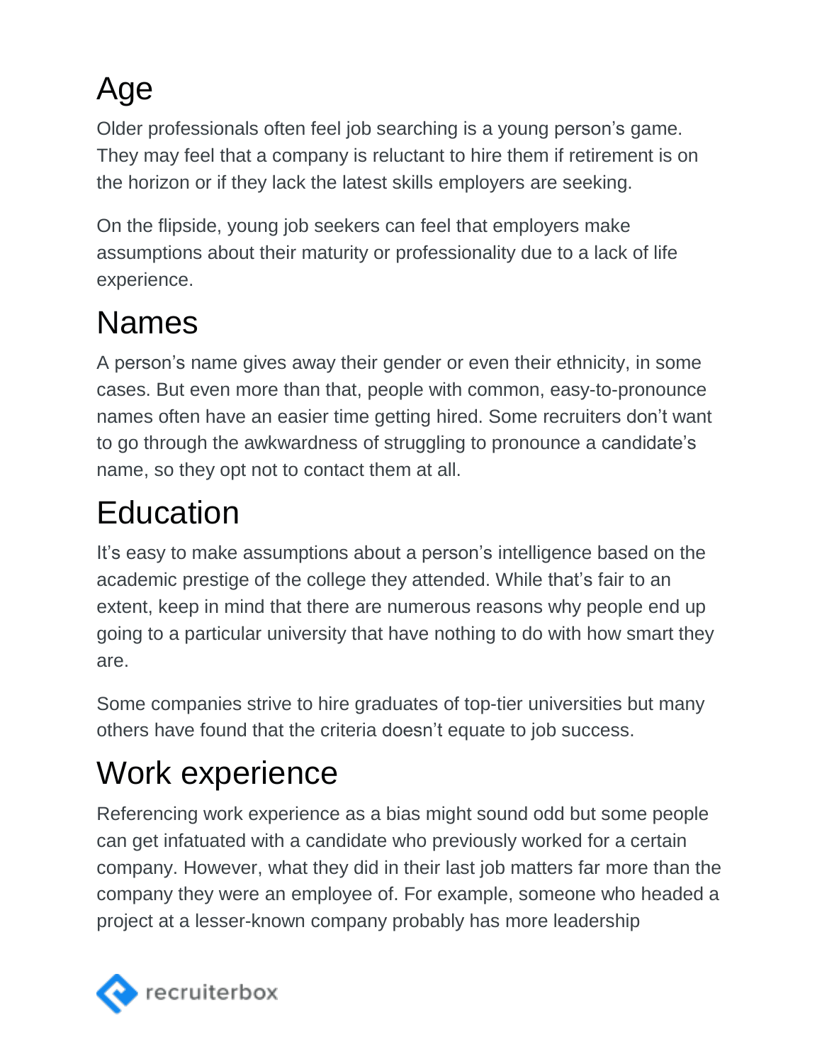## Age

Older professionals often feel job searching is a young person's game. They may feel that a company is reluctant to hire them if retirement is on the horizon or if they lack the latest skills employers are seeking.

On the flipside, young job seekers can feel that employers make assumptions about their maturity or professionality due to a lack of life experience.

## Names

A person's name gives away their gender or even their ethnicity, in some cases. But even more than that, people with common, easy-to-pronounce names often have an easier time getting hired. Some recruiters don't want to go through the awkwardness of struggling to pronounce a candidate's name, so they opt not to contact them at all.

## Education

It's easy to make assumptions about a person's intelligence based on the academic prestige of the college they attended. While that's fair to an extent, keep in mind that there are numerous reasons why people end up going to a particular university that have nothing to do with how smart they are.

Some companies strive to hire graduates of top-tier universities but many others have found that the criteria doesn't equate to job success.

## Work experience

Referencing work experience as a bias might sound odd but some people can get infatuated with a candidate who previously worked for a certain company. However, what they did in their last job matters far more than the company they were an employee of. For example, someone who headed a project at a lesser-known company probably has more leadership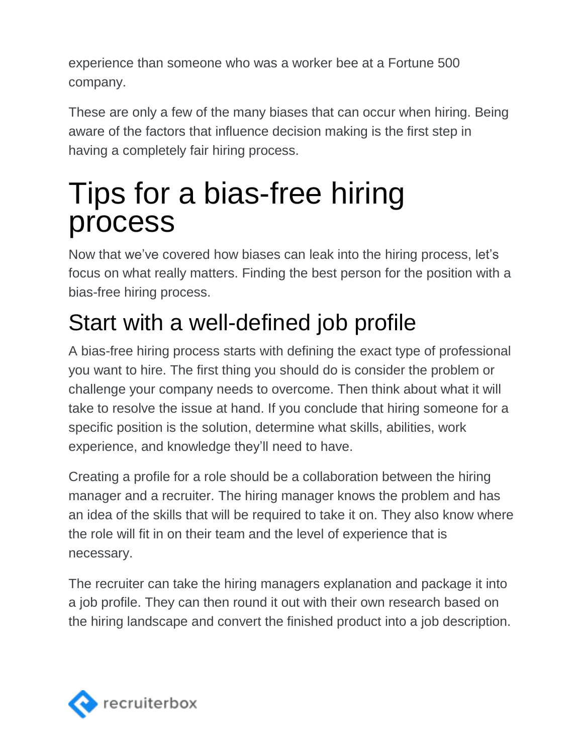experience than someone who was a worker bee at a Fortune 500 company.

These are only a few of the many biases that can occur when hiring. Being aware of the factors that influence decision making is the first step in having a completely fair hiring process.

# Tips for a bias-free hiring process

Now that we've covered how biases can leak into the hiring process, let's focus on what really matters. Finding the best person for the position with a bias-free hiring process.

## Start with a well-defined job profile

A bias-free hiring process starts with defining the exact type of professional you want to hire. The first thing you should do is consider the problem or challenge your company needs to overcome. Then think about what it will take to resolve the issue at hand. If you conclude that hiring someone for a specific position is the solution, determine what skills, abilities, work experience, and knowledge they'll need to have.

Creating a profile for a role should be a collaboration between the hiring manager and a recruiter. The hiring manager knows the problem and has an idea of the skills that will be required to take it on. They also know where the role will fit in on their team and the level of experience that is necessary.

The recruiter can take the hiring managers explanation and package it into a job profile. They can then round it out with their own research based on the hiring landscape and convert the finished product into a job description.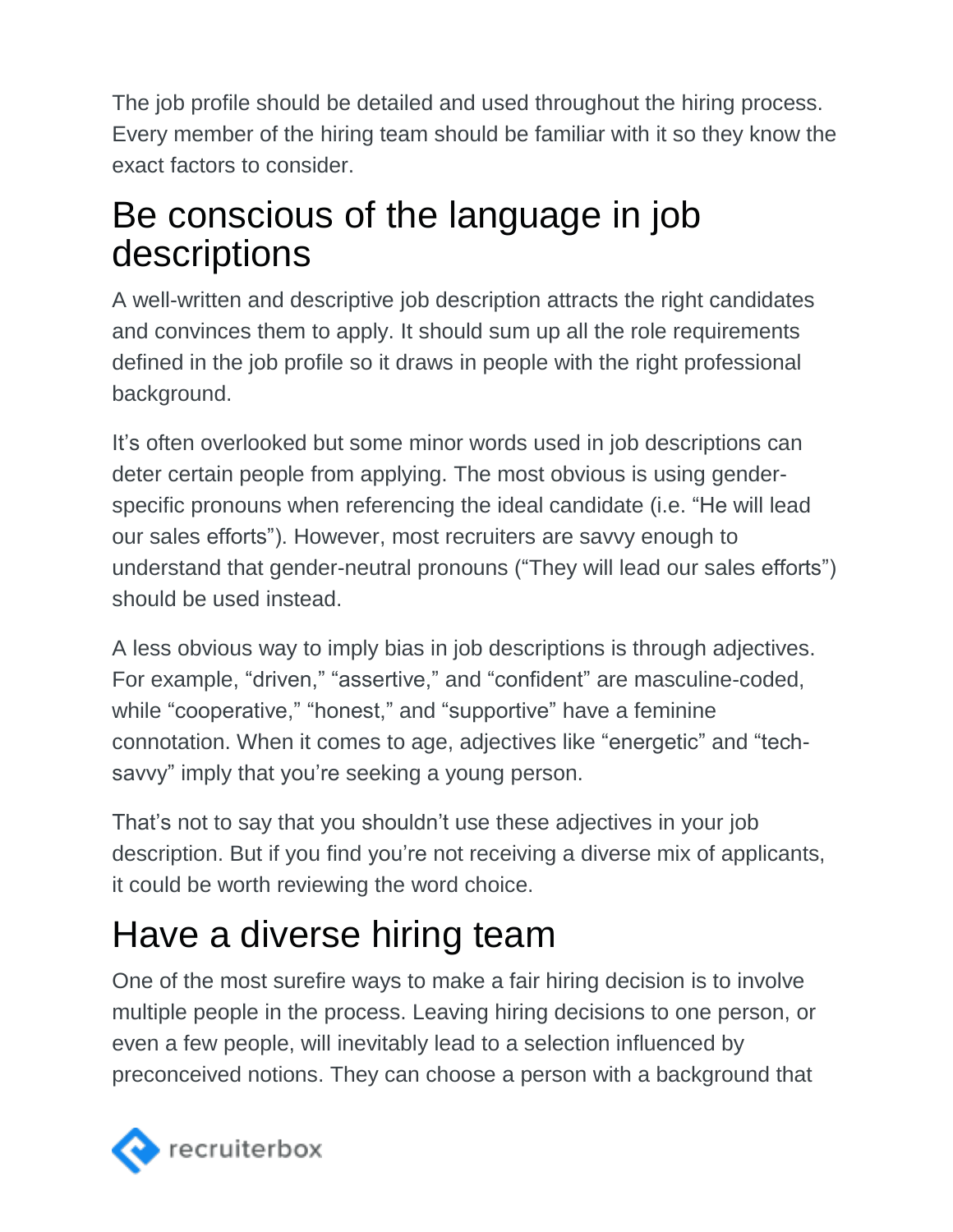The job profile should be detailed and used throughout the hiring process. Every member of the hiring team should be familiar with it so they know the exact factors to consider.

## Be conscious of the language in job descriptions

A well-written and descriptive job description attracts the right candidates and convinces them to apply. It should sum up all the role requirements defined in the job profile so it draws in people with the right professional background.

It's often overlooked but some minor words used in job descriptions can deter certain people from applying. The most obvious is using gender-specific pronouns when referencing the ideal candidate (i.e. "He will lead our sales efforts"). However, most recruiters are savvy enough to understand that gender-neutral pronouns ("They will lead our sales efforts") should be used instead.

A less obvious way to imply bias in job descriptions is through adjectives. For example, "driven," "assertive," and "confident" are masculine-coded, while "cooperative," "honest," and "supportive" have a feminine connotation. When it comes to age, adjectives like "energetic" and "tech-savvy" imply that you're seeking a young person.

That's not to say that you shouldn't use these adjectives in your job description. But if you find you're not receiving a diverse mix of applicants, it could be worth reviewing the word choice.

## Have a diverse hiring team

One of the most surefire ways to make a fair hiring decision is to involve multiple people in the process. Leaving hiring decisions to one person, or even a few people, will inevitably lead to a selection influenced by preconceived notions. They can choose a person with a background that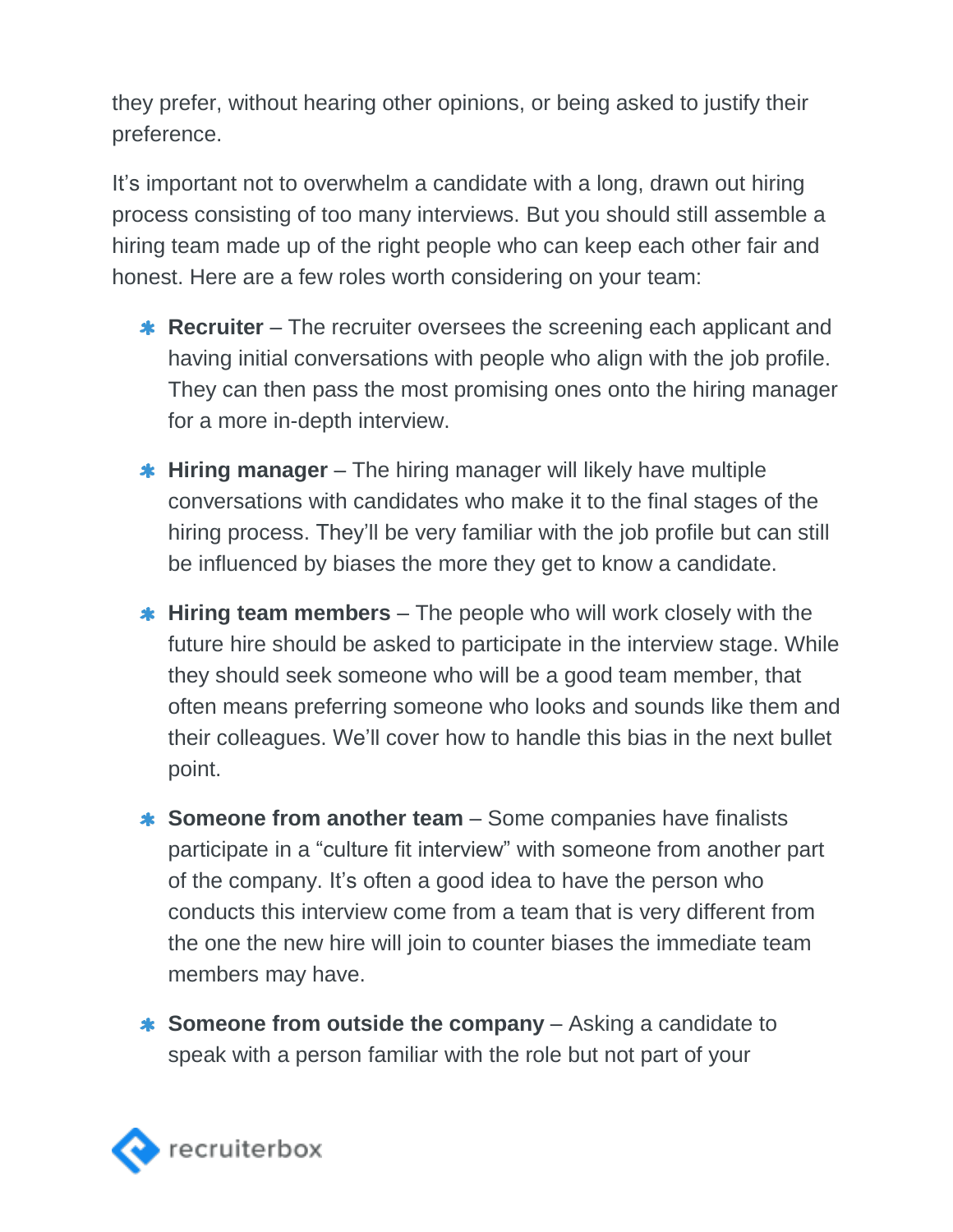they prefer, without hearing other opinions, or being asked to justify their preference.

It's important not to overwhelm a candidate with a long, drawn out hiring process consisting of too many interviews. But you should still assemble a hiring team made up of the right people who can keep each other fair and honest. Here are a few roles worth considering on your team:

- **Recruiter** – The recruiter oversees the screening each applicant and having initial conversations with people who align with the job profile. They can then pass the most promising ones onto the hiring manager for a more in-depth interview.
- **Hiring manager** – The hiring manager will likely have multiple conversations with candidates who make it to the final stages of the hiring process. They'll be very familiar with the job profile but can still be influenced by biases the more they get to know a candidate.
- **Hiring team members** – The people who will work closely with the future hire should be asked to participate in the interview stage. While they should seek someone who will be a good team member, that often means preferring someone who looks and sounds like them and their colleagues. We'll cover how to handle this bias in the next bullet point.
- **Someone from another team** – Some companies have finalists participate in a "culture fit interview" with someone from another part of the company. It's often a good idea to have the person who conducts this interview come from a team that is very different from the one the new hire will join to counter biases the immediate team members may have.
- **Someone from outside the company** – Asking a candidate to speak with a person familiar with the role but not part of your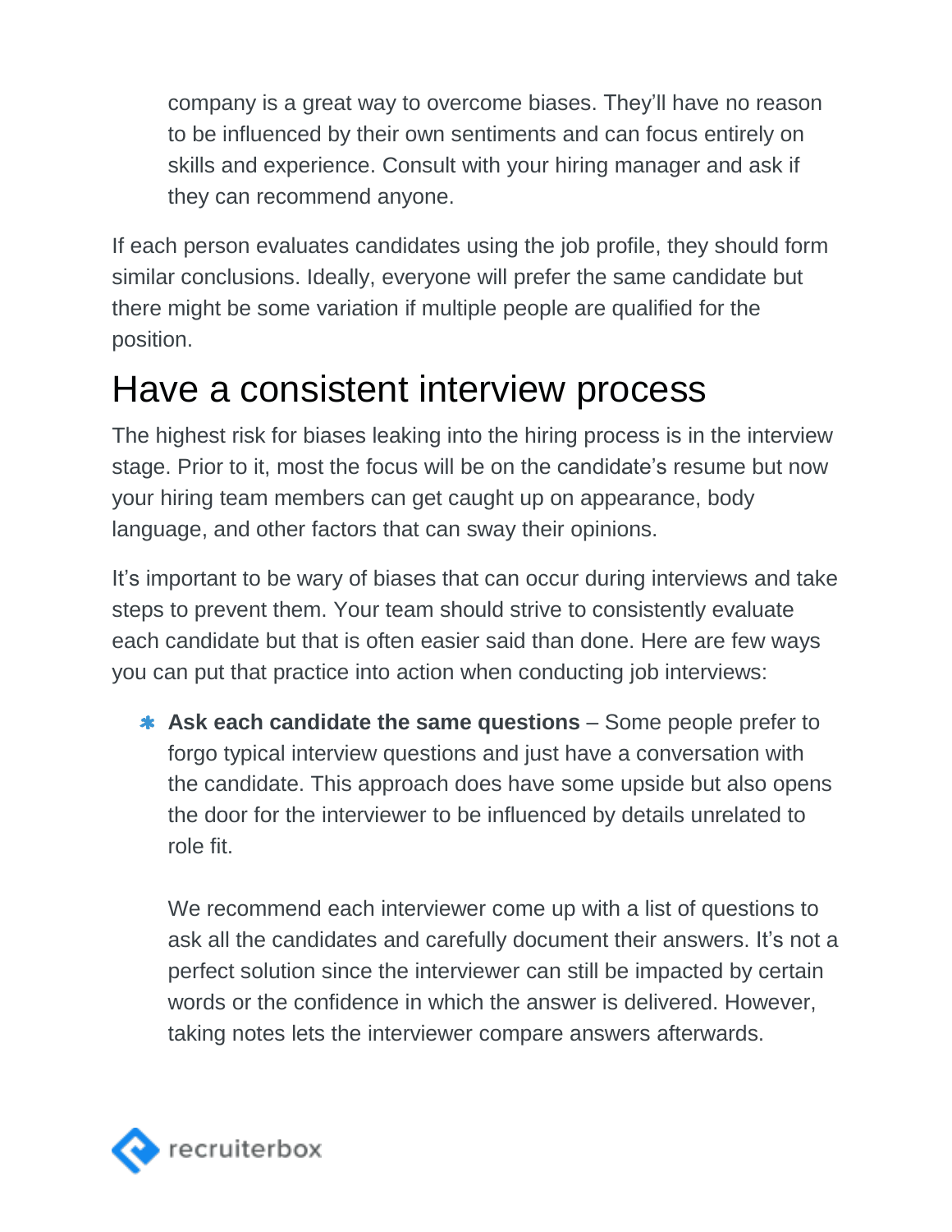company is a great way to overcome biases. They'll have no reason to be influenced by their own sentiments and can focus entirely on skills and experience. Consult with your hiring manager and ask if they can recommend anyone.

If each person evaluates candidates using the job profile, they should form similar conclusions. Ideally, everyone will prefer the same candidate but there might be some variation if multiple people are qualified for the position.

## Have a consistent interview process

The highest risk for biases leaking into the hiring process is in the interview stage. Prior to it, most the focus will be on the candidate's resume but now your hiring team members can get caught up on appearance, body language, and other factors that can sway their opinions.

It's important to be wary of biases that can occur during interviews and take steps to prevent them. Your team should strive to consistently evaluate each candidate but that is often easier said than done. Here are few ways you can put that practice into action when conducting job interviews:

- **Ask each candidate the same questions** – Some people prefer to forgo typical interview questions and just have a conversation with the candidate. This approach does have some upside but also opens the door for the interviewer to be influenced by details unrelated to role fit.

  We recommend each interviewer come up with a list of questions to ask all the candidates and carefully document their answers. It's not a perfect solution since the interviewer can still be impacted by certain words or the confidence in which the answer is delivered. However, taking notes lets the interviewer compare answers afterwards.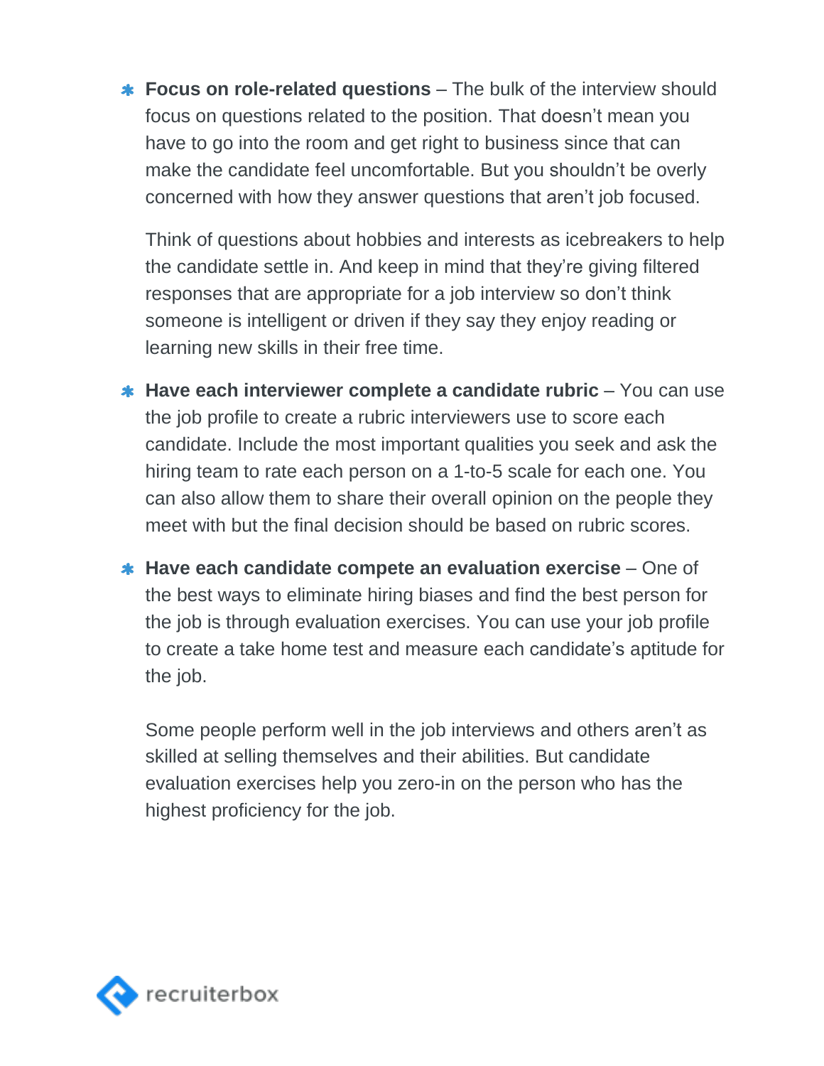- **Focus on role-related questions** – The bulk of the interview should focus on questions related to the position. That doesn't mean you have to go into the room and get right to business since that can make the candidate feel uncomfortable. But you shouldn't be overly concerned with how they answer questions that aren't job focused.

  Think of questions about hobbies and interests as icebreakers to help the candidate settle in. And keep in mind that they're giving filtered responses that are appropriate for a job interview so don't think someone is intelligent or driven if they say they enjoy reading or learning new skills in their free time.

- **Have each interviewer complete a candidate rubric** – You can use the job profile to create a rubric interviewers use to score each candidate. Include the most important qualities you seek and ask the hiring team to rate each person on a 1-to-5 scale for each one. You can also allow them to share their overall opinion on the people they meet with but the final decision should be based on rubric scores.

- **Have each candidate compete an evaluation exercise** – One of the best ways to eliminate hiring biases and find the best person for the job is through evaluation exercises. You can use your job profile to create a take home test and measure each candidate's aptitude for the job.

  Some people perform well in the job interviews and others aren't as skilled at selling themselves and their abilities. But candidate evaluation exercises help you zero-in on the person who has the highest proficiency for the job.